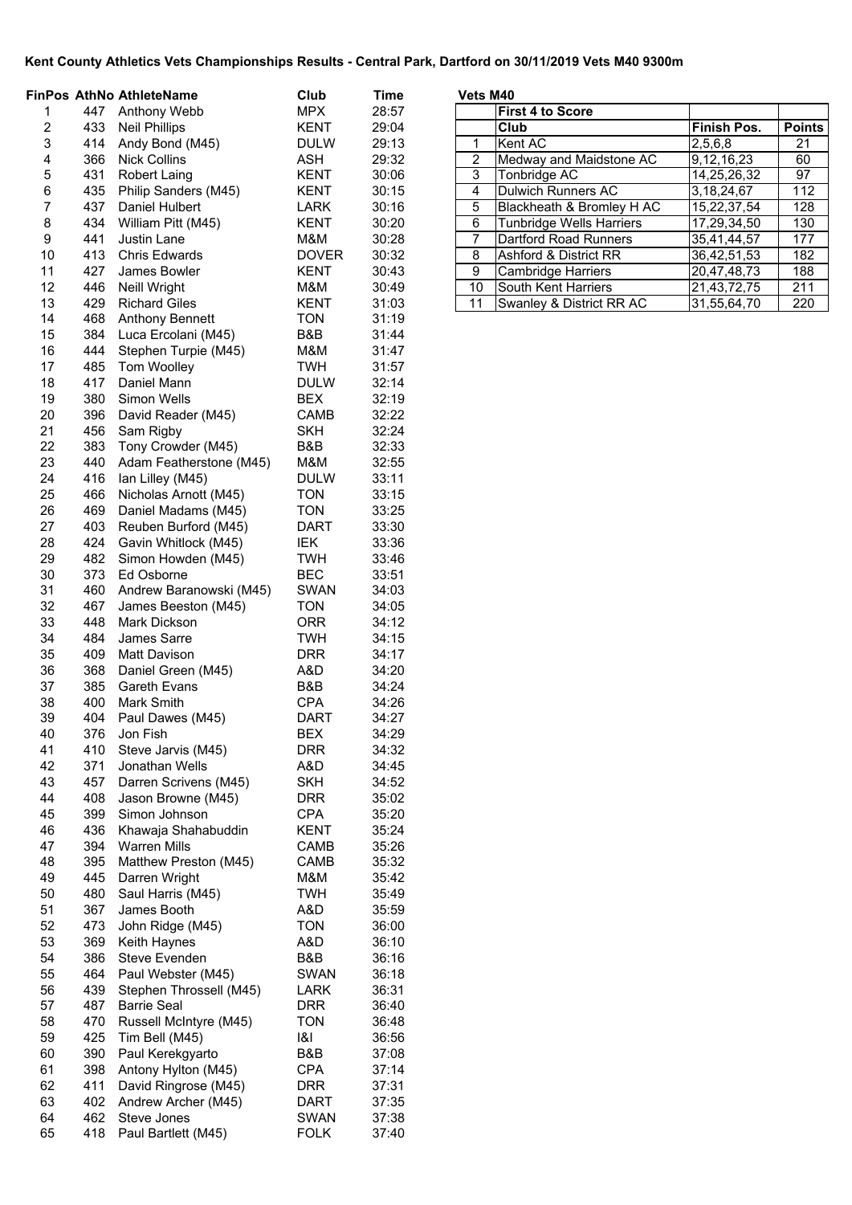# Kent County Athletics Vets Championships Results - Central Park, Dartford on 30/11/2019 Vets M40 9300m

| FinPos | AthNo | AthleteName | Club | Time |
|---|---|---|---|---|
| 1 | 447 | Anthony Webb | MPX | 28:57 |
| 2 | 433 | Neil Phillips | KENT | 29:04 |
| 3 | 414 | Andy Bond (M45) | DULW | 29:13 |
| 4 | 366 | Nick Collins | ASH | 29:32 |
| 5 | 431 | Robert Laing | KENT | 30:06 |
| 6 | 435 | Philip Sanders (M45) | KENT | 30:15 |
| 7 | 437 | Daniel Hulbert | LARK | 30:16 |
| 8 | 434 | William Pitt (M45) | KENT | 30:20 |
| 9 | 441 | Justin Lane | M&M | 30:28 |
| 10 | 413 | Chris Edwards | DOVER | 30:32 |
| 11 | 427 | James Bowler | KENT | 30:43 |
| 12 | 446 | Neill Wright | M&M | 30:49 |
| 13 | 429 | Richard Giles | KENT | 31:03 |
| 14 | 468 | Anthony Bennett | TON | 31:19 |
| 15 | 384 | Luca Ercolani (M45) | B&B | 31:44 |
| 16 | 444 | Stephen Turpie (M45) | M&M | 31:47 |
| 17 | 485 | Tom Woolley | TWH | 31:57 |
| 18 | 417 | Daniel Mann | DULW | 32:14 |
| 19 | 380 | Simon Wells | BEX | 32:19 |
| 20 | 396 | David Reader (M45) | CAMB | 32:22 |
| 21 | 456 | Sam Rigby | SKH | 32:24 |
| 22 | 383 | Tony Crowder (M45) | B&B | 32:33 |
| 23 | 440 | Adam Featherstone (M45) | M&M | 32:55 |
| 24 | 416 | Ian Lilley (M45) | DULW | 33:11 |
| 25 | 466 | Nicholas Arnott (M45) | TON | 33:15 |
| 26 | 469 | Daniel Madams (M45) | TON | 33:25 |
| 27 | 403 | Reuben Burford (M45) | DART | 33:30 |
| 28 | 424 | Gavin Whitlock (M45) | IEK | 33:36 |
| 29 | 482 | Simon Howden (M45) | TWH | 33:46 |
| 30 | 373 | Ed Osborne | BEC | 33:51 |
| 31 | 460 | Andrew Baranowski (M45) | SWAN | 34:03 |
| 32 | 467 | James Beeston (M45) | TON | 34:05 |
| 33 | 448 | Mark Dickson | ORR | 34:12 |
| 34 | 484 | James Sarre | TWH | 34:15 |
| 35 | 409 | Matt Davison | DRR | 34:17 |
| 36 | 368 | Daniel Green (M45) | A&D | 34:20 |
| 37 | 385 | Gareth Evans | B&B | 34:24 |
| 38 | 400 | Mark Smith | CPA | 34:26 |
| 39 | 404 | Paul Dawes (M45) | DART | 34:27 |
| 40 | 376 | Jon Fish | BEX | 34:29 |
| 41 | 410 | Steve Jarvis (M45) | DRR | 34:32 |
| 42 | 371 | Jonathan Wells | A&D | 34:45 |
| 43 | 457 | Darren Scrivens (M45) | SKH | 34:52 |
| 44 | 408 | Jason Browne (M45) | DRR | 35:02 |
| 45 | 399 | Simon Johnson | CPA | 35:20 |
| 46 | 436 | Khawaja Shahabuddin | KENT | 35:24 |
| 47 | 394 | Warren Mills | CAMB | 35:26 |
| 48 | 395 | Matthew Preston (M45) | CAMB | 35:32 |
| 49 | 445 | Darren Wright | M&M | 35:42 |
| 50 | 480 | Saul Harris (M45) | TWH | 35:49 |
| 51 | 367 | James Booth | A&D | 35:59 |
| 52 | 473 | John Ridge (M45) | TON | 36:00 |
| 53 | 369 | Keith Haynes | A&D | 36:10 |
| 54 | 386 | Steve Evenden | B&B | 36:16 |
| 55 | 464 | Paul Webster (M45) | SWAN | 36:18 |
| 56 | 439 | Stephen Throssell (M45) | LARK | 36:31 |
| 57 | 487 | Barrie Seal | DRR | 36:40 |
| 58 | 470 | Russell McIntyre (M45) | TON | 36:48 |
| 59 | 425 | Tim Bell (M45) | I&I | 36:56 |
| 60 | 390 | Paul Kerekgyarto | B&B | 37:08 |
| 61 | 398 | Antony Hylton (M45) | CPA | 37:14 |
| 62 | 411 | David Ringrose (M45) | DRR | 37:31 |
| 63 | 402 | Andrew Archer (M45) | DART | 37:35 |
| 64 | 462 | Steve Jones | SWAN | 37:38 |
| 65 | 418 | Paul Bartlett (M45) | FOLK | 37:40 |

**Vets M40**

**First 4 to Score**

| | Club | Finish Pos. | Points |
|---|---|---|---|
| 1 | Kent AC | 2,5,6,8 | 21 |
| 2 | Medway and Maidstone AC | 9,12,16,23 | 60 |
| 3 | Tonbridge AC | 14,25,26,32 | 97 |
| 4 | Dulwich Runners AC | 3,18,24,67 | 112 |
| 5 | Blackheath & Bromley H AC | 15,22,37,54 | 128 |
| 6 | Tunbridge Wells Harriers | 17,29,34,50 | 130 |
| 7 | Dartford Road Runners | 35,41,44,57 | 177 |
| 8 | Ashford & District RR | 36,42,51,53 | 182 |
| 9 | Cambridge Harriers | 20,47,48,73 | 188 |
| 10 | South Kent Harriers | 21,43,72,75 | 211 |
| 11 | Swanley & District RR AC | 31,55,64,70 | 220 |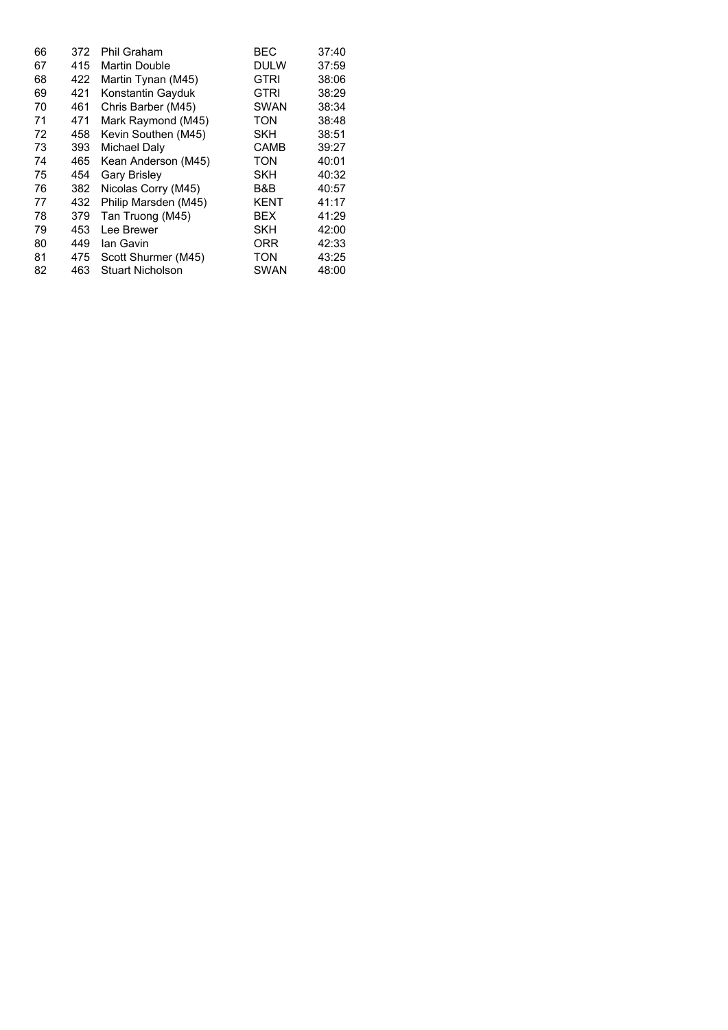| | | | | |
|---|---|---|---|---|
| 66 | 372 | Phil Graham | BEC | 37:40 |
| 67 | 415 | Martin Double | DULW | 37:59 |
| 68 | 422 | Martin Tynan (M45) | GTRI | 38:06 |
| 69 | 421 | Konstantin Gayduk | GTRI | 38:29 |
| 70 | 461 | Chris Barber (M45) | SWAN | 38:34 |
| 71 | 471 | Mark Raymond (M45) | TON | 38:48 |
| 72 | 458 | Kevin Southen (M45) | SKH | 38:51 |
| 73 | 393 | Michael Daly | CAMB | 39:27 |
| 74 | 465 | Kean Anderson (M45) | TON | 40:01 |
| 75 | 454 | Gary Brisley | SKH | 40:32 |
| 76 | 382 | Nicolas Corry (M45) | B&B | 40:57 |
| 77 | 432 | Philip Marsden (M45) | KENT | 41:17 |
| 78 | 379 | Tan Truong (M45) | BEX | 41:29 |
| 79 | 453 | Lee Brewer | SKH | 42:00 |
| 80 | 449 | Ian Gavin | ORR | 42:33 |
| 81 | 475 | Scott Shurmer (M45) | TON | 43:25 |
| 82 | 463 | Stuart Nicholson | SWAN | 48:00 |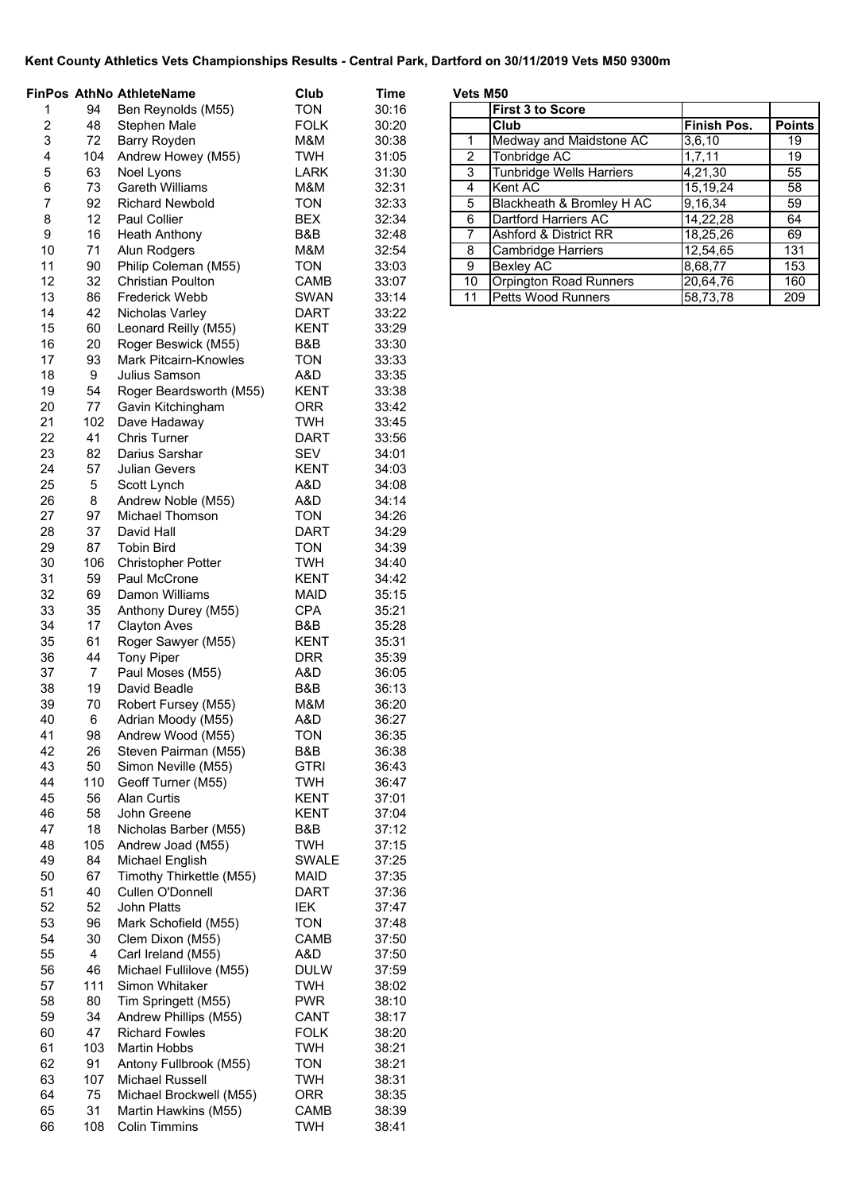**Kent County Athletics Vets Championships Results - Central Park, Dartford on 30/11/2019 Vets M50 9300m**

| FinPos | AthNo | AthleteName | Club | Time |
|---|---|---|---|---|
| 1 | 94 | Ben Reynolds (M55) | TON | 30:16 |
| 2 | 48 | Stephen Male | FOLK | 30:20 |
| 3 | 72 | Barry Royden | M&M | 30:38 |
| 4 | 104 | Andrew Howey (M55) | TWH | 31:05 |
| 5 | 63 | Noel Lyons | LARK | 31:30 |
| 6 | 73 | Gareth Williams | M&M | 32:31 |
| 7 | 92 | Richard Newbold | TON | 32:33 |
| 8 | 12 | Paul Collier | BEX | 32:34 |
| 9 | 16 | Heath Anthony | B&B | 32:48 |
| 10 | 71 | Alun Rodgers | M&M | 32:54 |
| 11 | 90 | Philip Coleman (M55) | TON | 33:03 |
| 12 | 32 | Christian Poulton | CAMB | 33:07 |
| 13 | 86 | Frederick Webb | SWAN | 33:14 |
| 14 | 42 | Nicholas Varley | DART | 33:22 |
| 15 | 60 | Leonard Reilly (M55) | KENT | 33:29 |
| 16 | 20 | Roger Beswick (M55) | B&B | 33:30 |
| 17 | 93 | Mark Pitcairn-Knowles | TON | 33:33 |
| 18 | 9 | Julius Samson | A&D | 33:35 |
| 19 | 54 | Roger Beardsworth (M55) | KENT | 33:38 |
| 20 | 77 | Gavin Kitchingham | ORR | 33:42 |
| 21 | 102 | Dave Hadaway | TWH | 33:45 |
| 22 | 41 | Chris Turner | DART | 33:56 |
| 23 | 82 | Darius Sarshar | SEV | 34:01 |
| 24 | 57 | Julian Gevers | KENT | 34:03 |
| 25 | 5 | Scott Lynch | A&D | 34:08 |
| 26 | 8 | Andrew Noble (M55) | A&D | 34:14 |
| 27 | 97 | Michael Thomson | TON | 34:26 |
| 28 | 37 | David Hall | DART | 34:29 |
| 29 | 87 | Tobin Bird | TON | 34:39 |
| 30 | 106 | Christopher Potter | TWH | 34:40 |
| 31 | 59 | Paul McCrone | KENT | 34:42 |
| 32 | 69 | Damon Williams | MAID | 35:15 |
| 33 | 35 | Anthony Durey (M55) | CPA | 35:21 |
| 34 | 17 | Clayton Aves | B&B | 35:28 |
| 35 | 61 | Roger Sawyer (M55) | KENT | 35:31 |
| 36 | 44 | Tony Piper | DRR | 35:39 |
| 37 | 7 | Paul Moses (M55) | A&D | 36:05 |
| 38 | 19 | David Beadle | B&B | 36:13 |
| 39 | 70 | Robert Fursey (M55) | M&M | 36:20 |
| 40 | 6 | Adrian Moody (M55) | A&D | 36:27 |
| 41 | 98 | Andrew Wood (M55) | TON | 36:35 |
| 42 | 26 | Steven Pairman (M55) | B&B | 36:38 |
| 43 | 50 | Simon Neville (M55) | GTRI | 36:43 |
| 44 | 110 | Geoff Turner (M55) | TWH | 36:47 |
| 45 | 56 | Alan Curtis | KENT | 37:01 |
| 46 | 58 | John Greene | KENT | 37:04 |
| 47 | 18 | Nicholas Barber (M55) | B&B | 37:12 |
| 48 | 105 | Andrew Joad (M55) | TWH | 37:15 |
| 49 | 84 | Michael English | SWALE | 37:25 |
| 50 | 67 | Timothy Thirkettle (M55) | MAID | 37:35 |
| 51 | 40 | Cullen O'Donnell | DART | 37:36 |
| 52 | 52 | John Platts | IEK | 37:47 |
| 53 | 96 | Mark Schofield (M55) | TON | 37:48 |
| 54 | 30 | Clem Dixon (M55) | CAMB | 37:50 |
| 55 | 4 | Carl Ireland (M55) | A&D | 37:50 |
| 56 | 46 | Michael Fullilove (M55) | DULW | 37:59 |
| 57 | 111 | Simon Whitaker | TWH | 38:02 |
| 58 | 80 | Tim Springett (M55) | PWR | 38:10 |
| 59 | 34 | Andrew Phillips (M55) | CANT | 38:17 |
| 60 | 47 | Richard Fowles | FOLK | 38:20 |
| 61 | 103 | Martin Hobbs | TWH | 38:21 |
| 62 | 91 | Antony Fullbrook (M55) | TON | 38:21 |
| 63 | 107 | Michael Russell | TWH | 38:31 |
| 64 | 75 | Michael Brockwell (M55) | ORR | 38:35 |
| 65 | 31 | Martin Hawkins (M55) | CAMB | 38:39 |
| 66 | 108 | Colin Timmins | TWH | 38:41 |

**Vets M50**

| | First 3 to Score | | |
|---|---|---|---|
| | Club | Finish Pos. | Points |
| 1 | Medway and Maidstone AC | 3,6,10 | 19 |
| 2 | Tonbridge AC | 1,7,11 | 19 |
| 3 | Tunbridge Wells Harriers | 4,21,30 | 55 |
| 4 | Kent AC | 15,19,24 | 58 |
| 5 | Blackheath & Bromley H AC | 9,16,34 | 59 |
| 6 | Dartford Harriers AC | 14,22,28 | 64 |
| 7 | Ashford & District RR | 18,25,26 | 69 |
| 8 | Cambridge Harriers | 12,54,65 | 131 |
| 9 | Bexley AC | 8,68,77 | 153 |
| 10 | Orpington Road Runners | 20,64,76 | 160 |
| 11 | Petts Wood Runners | 58,73,78 | 209 |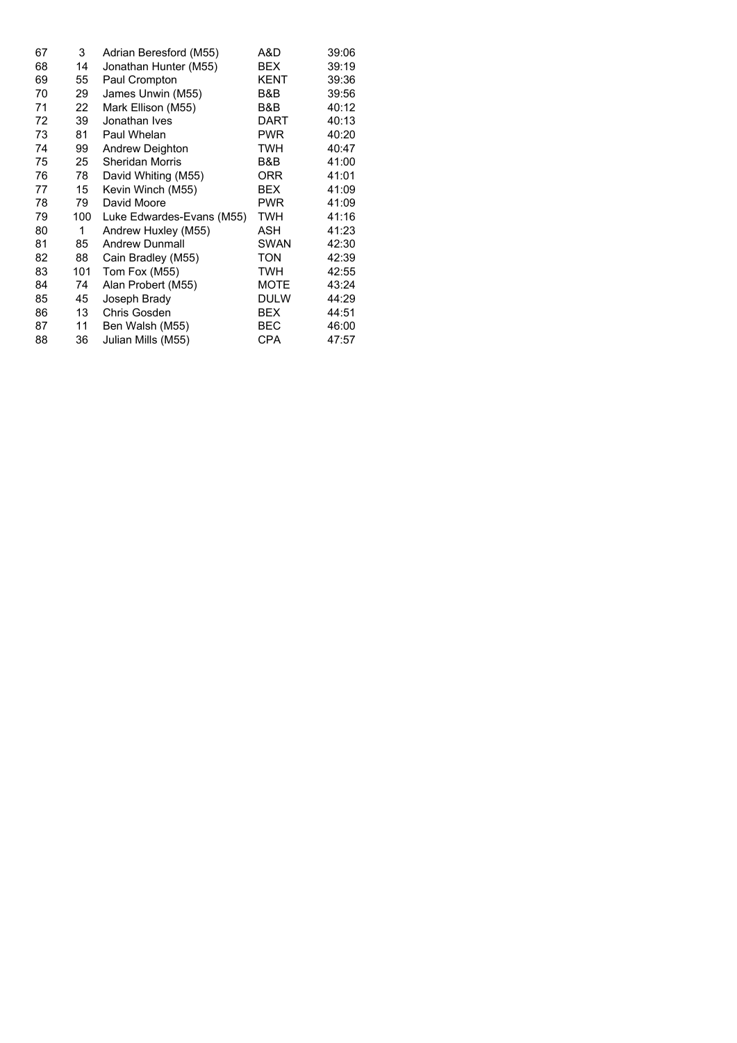| | | | | |
|---|---|---|---|---|
| 67 | 3 | Adrian Beresford (M55) | A&D | 39:06 |
| 68 | 14 | Jonathan Hunter (M55) | BEX | 39:19 |
| 69 | 55 | Paul Crompton | KENT | 39:36 |
| 70 | 29 | James Unwin (M55) | B&B | 39:56 |
| 71 | 22 | Mark Ellison (M55) | B&B | 40:12 |
| 72 | 39 | Jonathan Ives | DART | 40:13 |
| 73 | 81 | Paul Whelan | PWR | 40:20 |
| 74 | 99 | Andrew Deighton | TWH | 40:47 |
| 75 | 25 | Sheridan Morris | B&B | 41:00 |
| 76 | 78 | David Whiting (M55) | ORR | 41:01 |
| 77 | 15 | Kevin Winch (M55) | BEX | 41:09 |
| 78 | 79 | David Moore | PWR | 41:09 |
| 79 | 100 | Luke Edwardes-Evans (M55) | TWH | 41:16 |
| 80 | 1 | Andrew Huxley (M55) | ASH | 41:23 |
| 81 | 85 | Andrew Dunmall | SWAN | 42:30 |
| 82 | 88 | Cain Bradley (M55) | TON | 42:39 |
| 83 | 101 | Tom Fox (M55) | TWH | 42:55 |
| 84 | 74 | Alan Probert (M55) | MOTE | 43:24 |
| 85 | 45 | Joseph Brady | DULW | 44:29 |
| 86 | 13 | Chris Gosden | BEX | 44:51 |
| 87 | 11 | Ben Walsh (M55) | BEC | 46:00 |
| 88 | 36 | Julian Mills (M55) | CPA | 47:57 |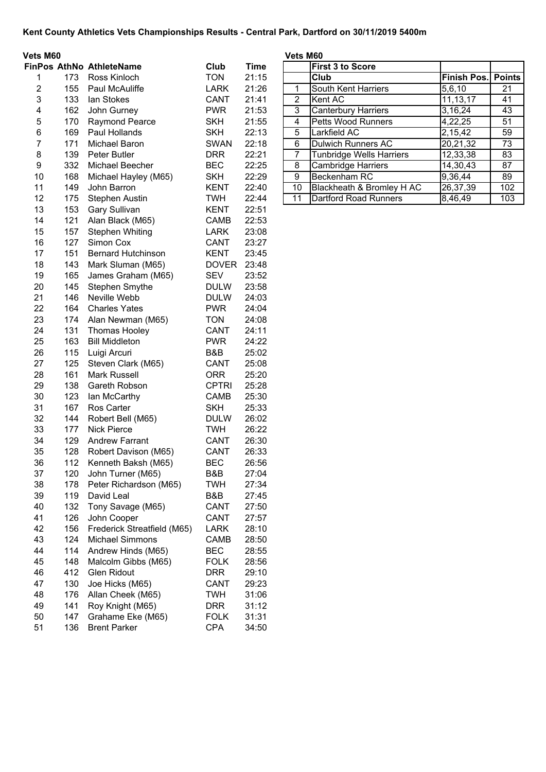# Kent County Athletics Vets Championships Results - Central Park, Dartford on 30/11/2019 5400m

## Vets M60

| FinPos | AthNo | AthleteName | Club | Time |
|---|---|---|---|---|
| 1 | 173 | Ross Kinloch | TON | 21:15 |
| 2 | 155 | Paul McAuliffe | LARK | 21:26 |
| 3 | 133 | Ian Stokes | CANT | 21:41 |
| 4 | 162 | John Gurney | PWR | 21:53 |
| 5 | 170 | Raymond Pearce | SKH | 21:55 |
| 6 | 169 | Paul Hollands | SKH | 22:13 |
| 7 | 171 | Michael Baron | SWAN | 22:18 |
| 8 | 139 | Peter Butler | DRR | 22:21 |
| 9 | 332 | Michael Beecher | BEC | 22:25 |
| 10 | 168 | Michael Hayley (M65) | SKH | 22:29 |
| 11 | 149 | John Barron | KENT | 22:40 |
| 12 | 175 | Stephen Austin | TWH | 22:44 |
| 13 | 153 | Gary Sullivan | KENT | 22:51 |
| 14 | 121 | Alan Black (M65) | CAMB | 22:53 |
| 15 | 157 | Stephen Whiting | LARK | 23:08 |
| 16 | 127 | Simon Cox | CANT | 23:27 |
| 17 | 151 | Bernard Hutchinson | KENT | 23:45 |
| 18 | 143 | Mark Sluman (M65) | DOVER | 23:48 |
| 19 | 165 | James Graham (M65) | SEV | 23:52 |
| 20 | 145 | Stephen Smythe | DULW | 23:58 |
| 21 | 146 | Neville Webb | DULW | 24:03 |
| 22 | 164 | Charles Yates | PWR | 24:04 |
| 23 | 174 | Alan Newman (M65) | TON | 24:08 |
| 24 | 131 | Thomas Hooley | CANT | 24:11 |
| 25 | 163 | Bill Middleton | PWR | 24:22 |
| 26 | 115 | Luigi Arcuri | B&B | 25:02 |
| 27 | 125 | Steven Clark (M65) | CANT | 25:08 |
| 28 | 161 | Mark Russell | ORR | 25:20 |
| 29 | 138 | Gareth Robson | CPTRI | 25:28 |
| 30 | 123 | Ian McCarthy | CAMB | 25:30 |
| 31 | 167 | Ros Carter | SKH | 25:33 |
| 32 | 144 | Robert Bell (M65) | DULW | 26:02 |
| 33 | 177 | Nick Pierce | TWH | 26:22 |
| 34 | 129 | Andrew Farrant | CANT | 26:30 |
| 35 | 128 | Robert Davison (M65) | CANT | 26:33 |
| 36 | 112 | Kenneth Baksh (M65) | BEC | 26:56 |
| 37 | 120 | John Turner (M65) | B&B | 27:04 |
| 38 | 178 | Peter Richardson (M65) | TWH | 27:34 |
| 39 | 119 | David Leal | B&B | 27:45 |
| 40 | 132 | Tony Savage (M65) | CANT | 27:50 |
| 41 | 126 | John Cooper | CANT | 27:57 |
| 42 | 156 | Frederick Streatfield (M65) | LARK | 28:10 |
| 43 | 124 | Michael Simmons | CAMB | 28:50 |
| 44 | 114 | Andrew Hinds (M65) | BEC | 28:55 |
| 45 | 148 | Malcolm Gibbs (M65) | FOLK | 28:56 |
| 46 | 412 | Glen Ridout | DRR | 29:10 |
| 47 | 130 | Joe Hicks (M65) | CANT | 29:23 |
| 48 | 176 | Allan Cheek (M65) | TWH | 31:06 |
| 49 | 141 | Roy Knight (M65) | DRR | 31:12 |
| 50 | 147 | Grahame Eke (M65) | FOLK | 31:31 |
| 51 | 136 | Brent Parker | CPA | 34:50 |

## Vets M60

First 3 to Score

| | Club | Finish Pos. | Points |
|---|---|---|---|
| 1 | South Kent Harriers | 5,6,10 | 21 |
| 2 | Kent AC | 11,13,17 | 41 |
| 3 | Canterbury Harriers | 3,16,24 | 43 |
| 4 | Petts Wood Runners | 4,22,25 | 51 |
| 5 | Larkfield AC | 2,15,42 | 59 |
| 6 | Dulwich Runners AC | 20,21,32 | 73 |
| 7 | Tunbridge Wells Harriers | 12,33,38 | 83 |
| 8 | Cambridge Harriers | 14,30,43 | 87 |
| 9 | Beckenham RC | 9,36,44 | 89 |
| 10 | Blackheath & Bromley H AC | 26,37,39 | 102 |
| 11 | Dartford Road Runners | 8,46,49 | 103 |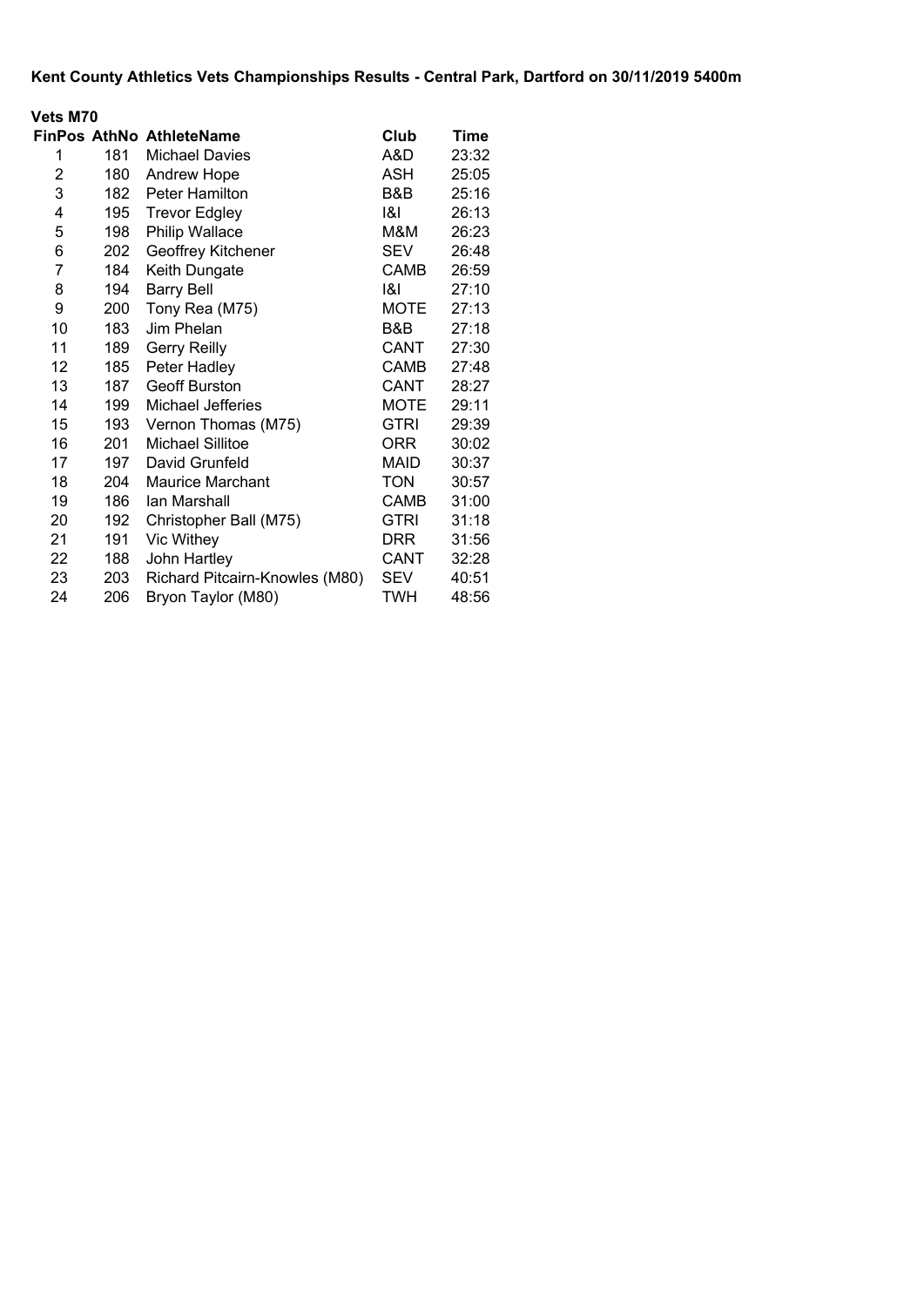**Kent County Athletics Vets Championships Results - Central Park, Dartford on 30/11/2019 5400m**

**Vets M70**

| FinPos | AthNo | AthleteName | Club | Time |
|---|---|---|---|---|
| 1 | 181 | Michael Davies | A&D | 23:32 |
| 2 | 180 | Andrew Hope | ASH | 25:05 |
| 3 | 182 | Peter Hamilton | B&B | 25:16 |
| 4 | 195 | Trevor Edgley | I&I | 26:13 |
| 5 | 198 | Philip Wallace | M&M | 26:23 |
| 6 | 202 | Geoffrey Kitchener | SEV | 26:48 |
| 7 | 184 | Keith Dungate | CAMB | 26:59 |
| 8 | 194 | Barry Bell | I&I | 27:10 |
| 9 | 200 | Tony Rea (M75) | MOTE | 27:13 |
| 10 | 183 | Jim Phelan | B&B | 27:18 |
| 11 | 189 | Gerry Reilly | CANT | 27:30 |
| 12 | 185 | Peter Hadley | CAMB | 27:48 |
| 13 | 187 | Geoff Burston | CANT | 28:27 |
| 14 | 199 | Michael Jefferies | MOTE | 29:11 |
| 15 | 193 | Vernon Thomas (M75) | GTRI | 29:39 |
| 16 | 201 | Michael Sillitoe | ORR | 30:02 |
| 17 | 197 | David Grunfeld | MAID | 30:37 |
| 18 | 204 | Maurice Marchant | TON | 30:57 |
| 19 | 186 | Ian Marshall | CAMB | 31:00 |
| 20 | 192 | Christopher Ball (M75) | GTRI | 31:18 |
| 21 | 191 | Vic Withey | DRR | 31:56 |
| 22 | 188 | John Hartley | CANT | 32:28 |
| 23 | 203 | Richard Pitcairn-Knowles (M80) | SEV | 40:51 |
| 24 | 206 | Bryon Taylor (M80) | TWH | 48:56 |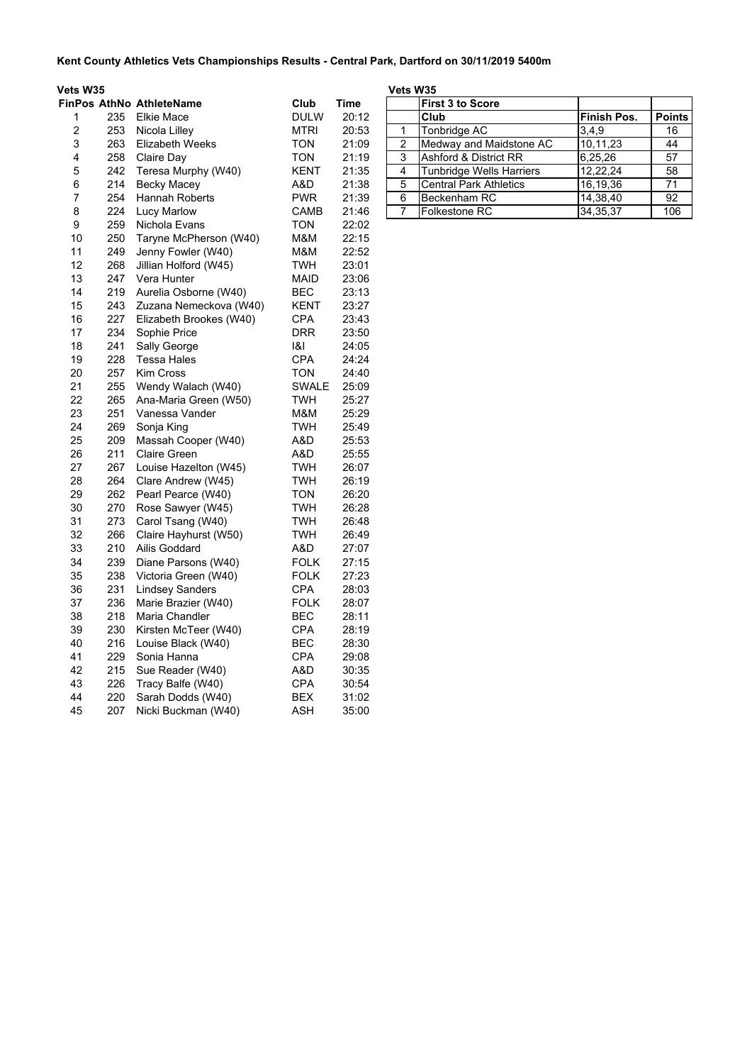**Kent County Athletics Vets Championships Results - Central Park, Dartford on 30/11/2019 5400m**

**Vets W35**

| FinPos | AthNo | AthleteName | Club | Time |
|---|---|---|---|---|
| 1 | 235 | Elkie Mace | DULW | 20:12 |
| 2 | 253 | Nicola Lilley | MTRI | 20:53 |
| 3 | 263 | Elizabeth Weeks | TON | 21:09 |
| 4 | 258 | Claire Day | TON | 21:19 |
| 5 | 242 | Teresa Murphy (W40) | KENT | 21:35 |
| 6 | 214 | Becky Macey | A&D | 21:38 |
| 7 | 254 | Hannah Roberts | PWR | 21:39 |
| 8 | 224 | Lucy Marlow | CAMB | 21:46 |
| 9 | 259 | Nichola Evans | TON | 22:02 |
| 10 | 250 | Taryne McPherson (W40) | M&M | 22:15 |
| 11 | 249 | Jenny Fowler (W40) | M&M | 22:52 |
| 12 | 268 | Jillian Holford (W45) | TWH | 23:01 |
| 13 | 247 | Vera Hunter | MAID | 23:06 |
| 14 | 219 | Aurelia Osborne (W40) | BEC | 23:13 |
| 15 | 243 | Zuzana Nemeckova (W40) | KENT | 23:27 |
| 16 | 227 | Elizabeth Brookes (W40) | CPA | 23:43 |
| 17 | 234 | Sophie Price | DRR | 23:50 |
| 18 | 241 | Sally George | I&I | 24:05 |
| 19 | 228 | Tessa Hales | CPA | 24:24 |
| 20 | 257 | Kim Cross | TON | 24:40 |
| 21 | 255 | Wendy Walach (W40) | SWALE | 25:09 |
| 22 | 265 | Ana-Maria Green (W50) | TWH | 25:27 |
| 23 | 251 | Vanessa Vander | M&M | 25:29 |
| 24 | 269 | Sonja King | TWH | 25:49 |
| 25 | 209 | Massah Cooper (W40) | A&D | 25:53 |
| 26 | 211 | Claire Green | A&D | 25:55 |
| 27 | 267 | Louise Hazelton (W45) | TWH | 26:07 |
| 28 | 264 | Clare Andrew (W45) | TWH | 26:19 |
| 29 | 262 | Pearl Pearce (W40) | TON | 26:20 |
| 30 | 270 | Rose Sawyer (W45) | TWH | 26:28 |
| 31 | 273 | Carol Tsang (W40) | TWH | 26:48 |
| 32 | 266 | Claire Hayhurst (W50) | TWH | 26:49 |
| 33 | 210 | Ailis Goddard | A&D | 27:07 |
| 34 | 239 | Diane Parsons (W40) | FOLK | 27:15 |
| 35 | 238 | Victoria Green (W40) | FOLK | 27:23 |
| 36 | 231 | Lindsey Sanders | CPA | 28:03 |
| 37 | 236 | Marie Brazier (W40) | FOLK | 28:07 |
| 38 | 218 | Maria Chandler | BEC | 28:11 |
| 39 | 230 | Kirsten McTeer (W40) | CPA | 28:19 |
| 40 | 216 | Louise Black (W40) | BEC | 28:30 |
| 41 | 229 | Sonia Hanna | CPA | 29:08 |
| 42 | 215 | Sue Reader (W40) | A&D | 30:35 |
| 43 | 226 | Tracy Balfe (W40) | CPA | 30:54 |
| 44 | 220 | Sarah Dodds (W40) | BEX | 31:02 |
| 45 | 207 | Nicki Buckman (W40) | ASH | 35:00 |

**Vets W35**

| | First 3 to Score | | |
|---|---|---|---|
| | Club | Finish Pos. | Points |
| 1 | Tonbridge AC | 3,4,9 | 16 |
| 2 | Medway and Maidstone AC | 10,11,23 | 44 |
| 3 | Ashford & District RR | 6,25,26 | 57 |
| 4 | Tunbridge Wells Harriers | 12,22,24 | 58 |
| 5 | Central Park Athletics | 16,19,36 | 71 |
| 6 | Beckenham RC | 14,38,40 | 92 |
| 7 | Folkestone RC | 34,35,37 | 106 |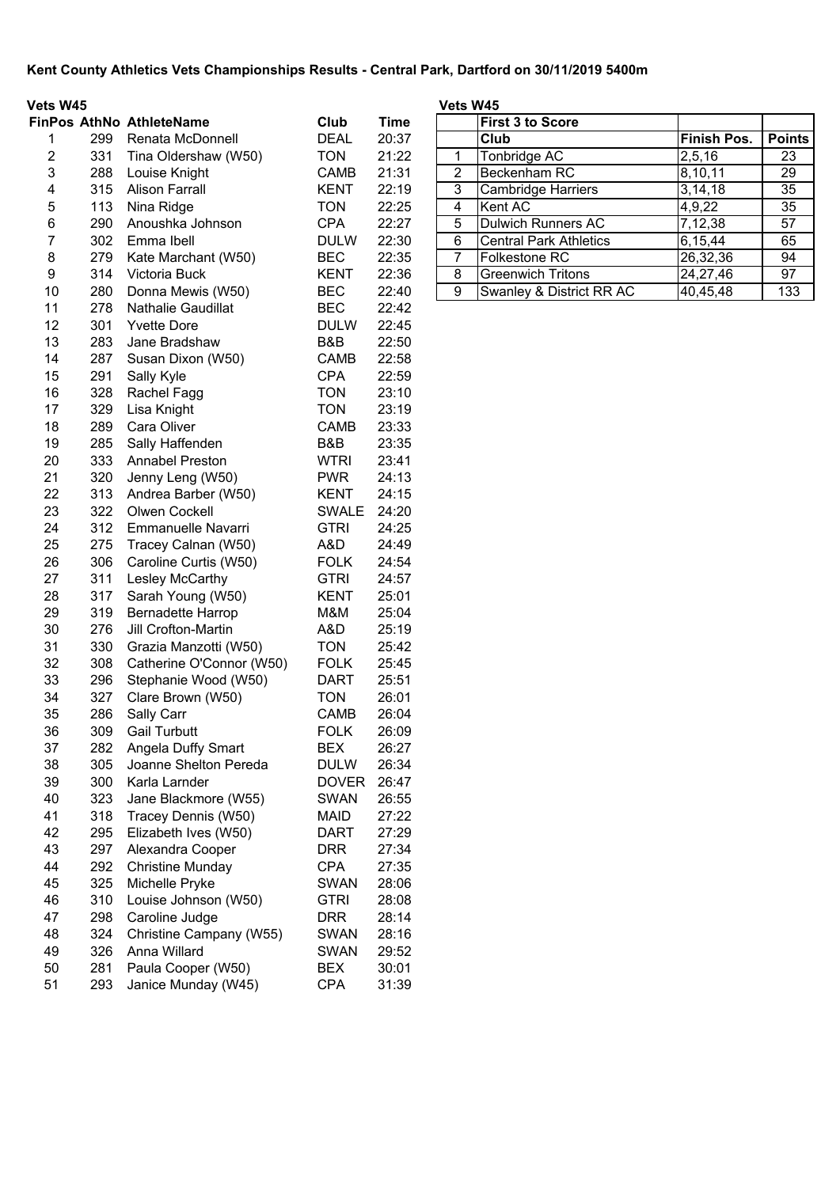**Kent County Athletics Vets Championships Results - Central Park, Dartford on 30/11/2019 5400m**

**Vets W45**

| FinPos | AthNo | AthleteName | Club | Time |
|---|---|---|---|---|
| 1 | 299 | Renata McDonnell | DEAL | 20:37 |
| 2 | 331 | Tina Oldershaw (W50) | TON | 21:22 |
| 3 | 288 | Louise Knight | CAMB | 21:31 |
| 4 | 315 | Alison Farrall | KENT | 22:19 |
| 5 | 113 | Nina Ridge | TON | 22:25 |
| 6 | 290 | Anoushka Johnson | CPA | 22:27 |
| 7 | 302 | Emma Ibell | DULW | 22:30 |
| 8 | 279 | Kate Marchant (W50) | BEC | 22:35 |
| 9 | 314 | Victoria Buck | KENT | 22:36 |
| 10 | 280 | Donna Mewis (W50) | BEC | 22:40 |
| 11 | 278 | Nathalie Gaudillat | BEC | 22:42 |
| 12 | 301 | Yvette Dore | DULW | 22:45 |
| 13 | 283 | Jane Bradshaw | B&B | 22:50 |
| 14 | 287 | Susan Dixon (W50) | CAMB | 22:58 |
| 15 | 291 | Sally Kyle | CPA | 22:59 |
| 16 | 328 | Rachel Fagg | TON | 23:10 |
| 17 | 329 | Lisa Knight | TON | 23:19 |
| 18 | 289 | Cara Oliver | CAMB | 23:33 |
| 19 | 285 | Sally Haffenden | B&B | 23:35 |
| 20 | 333 | Annabel Preston | WTRI | 23:41 |
| 21 | 320 | Jenny Leng (W50) | PWR | 24:13 |
| 22 | 313 | Andrea Barber (W50) | KENT | 24:15 |
| 23 | 322 | Olwen Cockell | SWALE | 24:20 |
| 24 | 312 | Emmanuelle Navarri | GTRI | 24:25 |
| 25 | 275 | Tracey Calnan (W50) | A&D | 24:49 |
| 26 | 306 | Caroline Curtis (W50) | FOLK | 24:54 |
| 27 | 311 | Lesley McCarthy | GTRI | 24:57 |
| 28 | 317 | Sarah Young (W50) | KENT | 25:01 |
| 29 | 319 | Bernadette Harrop | M&M | 25:04 |
| 30 | 276 | Jill Crofton-Martin | A&D | 25:19 |
| 31 | 330 | Grazia Manzotti (W50) | TON | 25:42 |
| 32 | 308 | Catherine O'Connor (W50) | FOLK | 25:45 |
| 33 | 296 | Stephanie Wood (W50) | DART | 25:51 |
| 34 | 327 | Clare Brown (W50) | TON | 26:01 |
| 35 | 286 | Sally Carr | CAMB | 26:04 |
| 36 | 309 | Gail Turbutt | FOLK | 26:09 |
| 37 | 282 | Angela Duffy Smart | BEX | 26:27 |
| 38 | 305 | Joanne Shelton Pereda | DULW | 26:34 |
| 39 | 300 | Karla Larnder | DOVER | 26:47 |
| 40 | 323 | Jane Blackmore (W55) | SWAN | 26:55 |
| 41 | 318 | Tracey Dennis (W50) | MAID | 27:22 |
| 42 | 295 | Elizabeth Ives (W50) | DART | 27:29 |
| 43 | 297 | Alexandra Cooper | DRR | 27:34 |
| 44 | 292 | Christine Munday | CPA | 27:35 |
| 45 | 325 | Michelle Pryke | SWAN | 28:06 |
| 46 | 310 | Louise Johnson (W50) | GTRI | 28:08 |
| 47 | 298 | Caroline Judge | DRR | 28:14 |
| 48 | 324 | Christine Campany (W55) | SWAN | 28:16 |
| 49 | 326 | Anna Willard | SWAN | 29:52 |
| 50 | 281 | Paula Cooper (W50) | BEX | 30:01 |
| 51 | 293 | Janice Munday (W45) | CPA | 31:39 |

**Vets W45**

| | First 3 to Score | | |
|---|---|---|---|
| | Club | Finish Pos. | Points |
| 1 | Tonbridge AC | 2,5,16 | 23 |
| 2 | Beckenham RC | 8,10,11 | 29 |
| 3 | Cambridge Harriers | 3,14,18 | 35 |
| 4 | Kent AC | 4,9,22 | 35 |
| 5 | Dulwich Runners AC | 7,12,38 | 57 |
| 6 | Central Park Athletics | 6,15,44 | 65 |
| 7 | Folkestone RC | 26,32,36 | 94 |
| 8 | Greenwich Tritons | 24,27,46 | 97 |
| 9 | Swanley & District RR AC | 40,45,48 | 133 |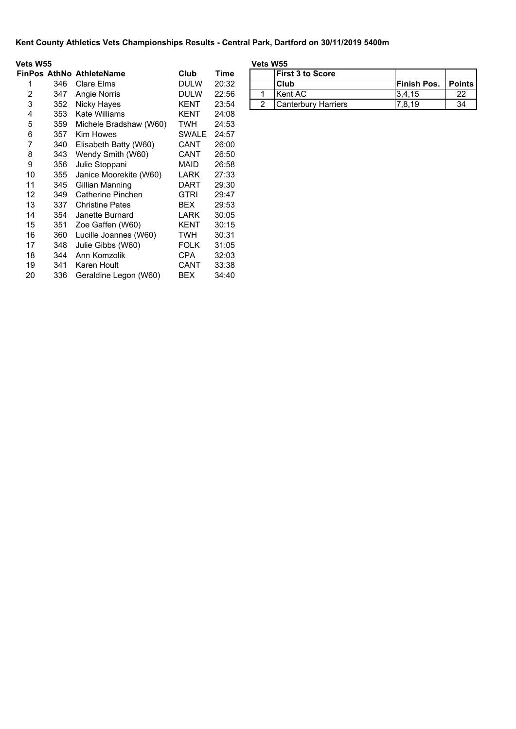**Kent County Athletics Vets Championships Results - Central Park, Dartford on 30/11/2019 5400m**

**Vets W55**

| FinPos | AthNo | AthleteName | Club | Time |
|---|---|---|---|---|
| 1 | 346 | Clare Elms | DULW | 20:32 |
| 2 | 347 | Angie Norris | DULW | 22:56 |
| 3 | 352 | Nicky Hayes | KENT | 23:54 |
| 4 | 353 | Kate Williams | KENT | 24:08 |
| 5 | 359 | Michele Bradshaw (W60) | TWH | 24:53 |
| 6 | 357 | Kim Howes | SWALE | 24:57 |
| 7 | 340 | Elisabeth Batty (W60) | CANT | 26:00 |
| 8 | 343 | Wendy Smith (W60) | CANT | 26:50 |
| 9 | 356 | Julie Stoppani | MAID | 26:58 |
| 10 | 355 | Janice Moorekite (W60) | LARK | 27:33 |
| 11 | 345 | Gillian Manning | DART | 29:30 |
| 12 | 349 | Catherine Pinchen | GTRI | 29:47 |
| 13 | 337 | Christine Pates | BEX | 29:53 |
| 14 | 354 | Janette Burnard | LARK | 30:05 |
| 15 | 351 | Zoe Gaffen (W60) | KENT | 30:15 |
| 16 | 360 | Lucille Joannes (W60) | TWH | 30:31 |
| 17 | 348 | Julie Gibbs (W60) | FOLK | 31:05 |
| 18 | 344 | Ann Komzolik | CPA | 32:03 |
| 19 | 341 | Karen Hoult | CANT | 33:38 |
| 20 | 336 | Geraldine Legon (W60) | BEX | 34:40 |

**Vets W55**

| | **First 3 to Score** | | |
|---|---|---|---|
| | **Club** | **Finish Pos.** | **Points** |
| 1 | Kent AC | 3,4,15 | 22 |
| 2 | Canterbury Harriers | 7,8,19 | 34 |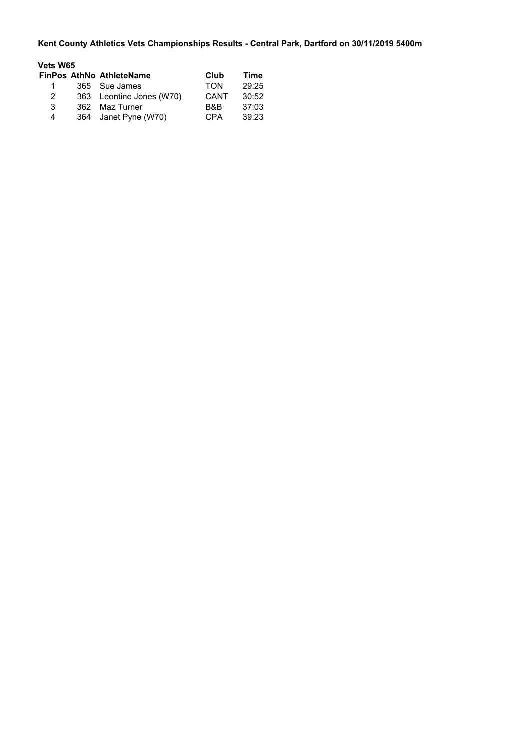**Kent County Athletics Vets Championships Results - Central Park, Dartford on 30/11/2019 5400m**

**Vets W65**

| FinPos | AthNo | AthleteName | Club | Time |
|---|---|---|---|---|
| 1 | 365 | Sue James | TON | 29:25 |
| 2 | 363 | Leontine Jones (W70) | CANT | 30:52 |
| 3 | 362 | Maz Turner | B&B | 37:03 |
| 4 | 364 | Janet Pyne (W70) | CPA | 39:23 |